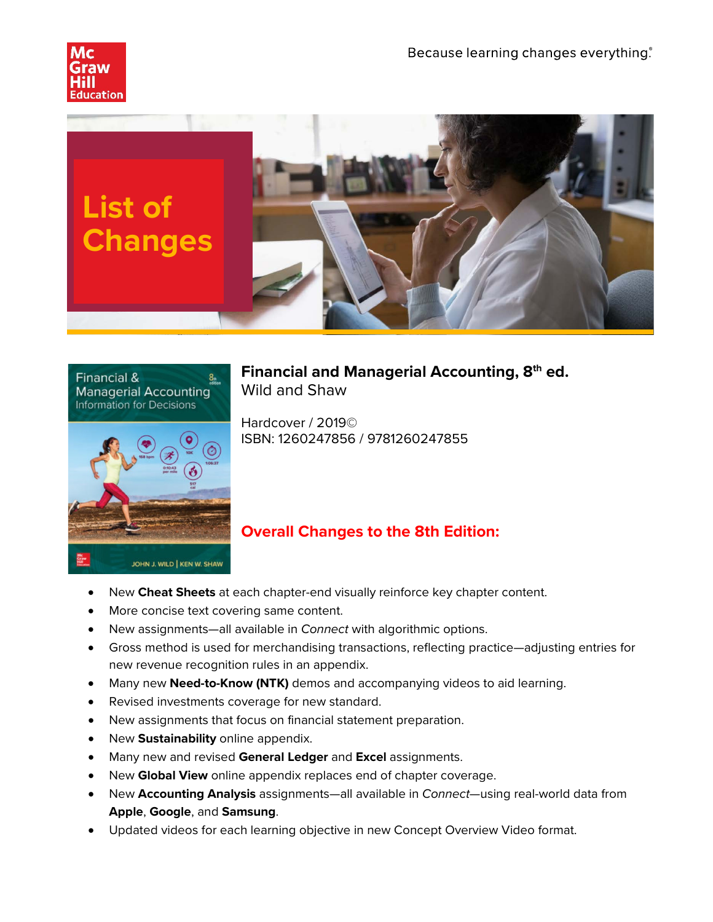Because learning changes everything.®

# List of Changes

## Financial and Managerial Accounting, 8th ed.

Wild and Shaw

Hardcover / 2019©
ISBN: 1260247856 / 9781260247855

## Overall Changes to the 8th Edition:

- New **Cheat Sheets** at each chapter-end visually reinforce key chapter content.
- More concise text covering same content.
- New assignments—all available in *Connect* with algorithmic options.
- Gross method is used for merchandising transactions, reflecting practice—adjusting entries for new revenue recognition rules in an appendix.
- Many new **Need-to-Know (NTK)** demos and accompanying videos to aid learning.
- Revised investments coverage for new standard.
- New assignments that focus on financial statement preparation.
- New **Sustainability** online appendix.
- Many new and revised **General Ledger** and **Excel** assignments.
- New **Global View** online appendix replaces end of chapter coverage.
- New **Accounting Analysis** assignments—all available in *Connect*—using real-world data from **Apple**, **Google**, and **Samsung**.
- Updated videos for each learning objective in new Concept Overview Video format.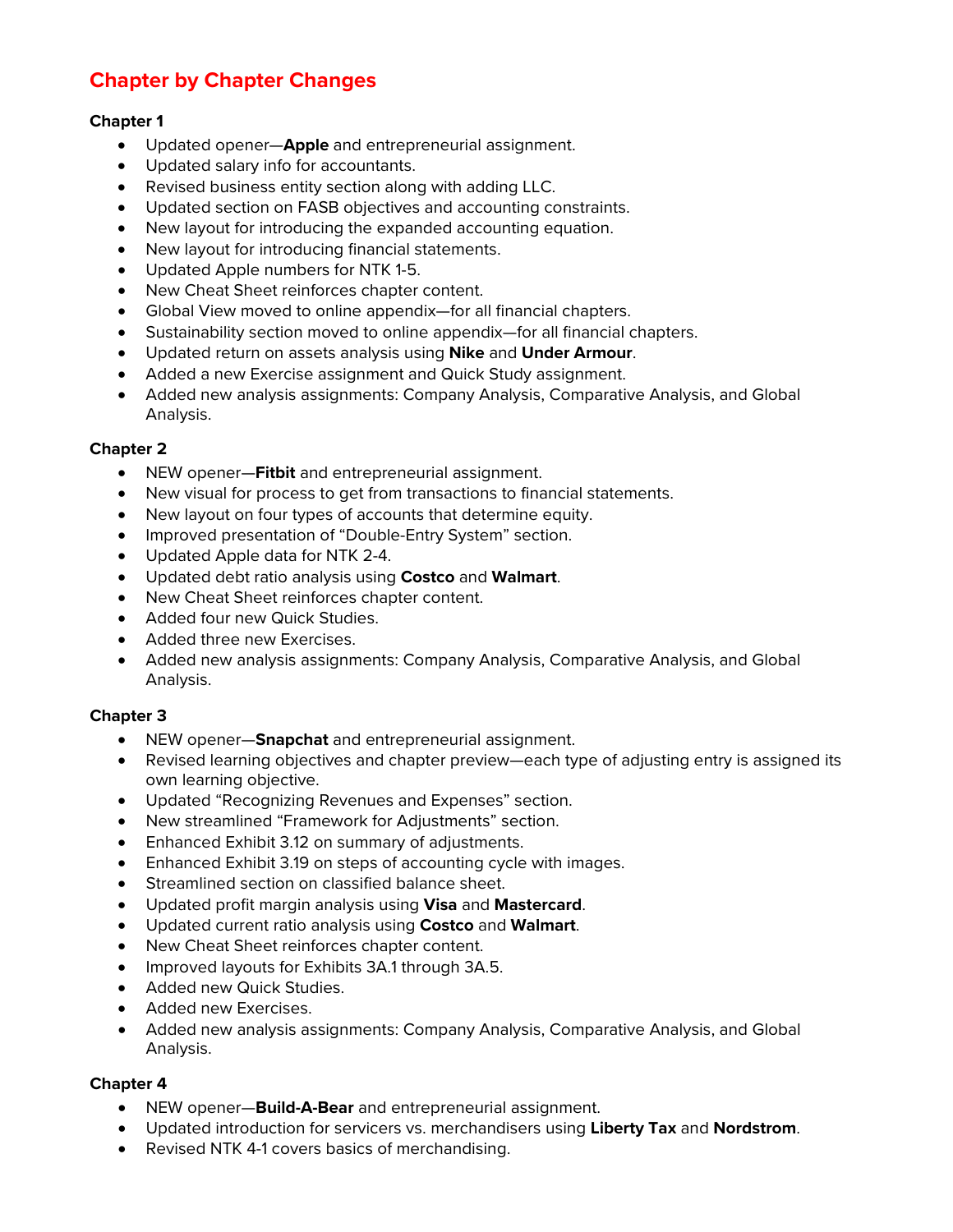## Chapter by Chapter Changes

### Chapter 1

- Updated opener—**Apple** and entrepreneurial assignment.
- Updated salary info for accountants.
- Revised business entity section along with adding LLC.
- Updated section on FASB objectives and accounting constraints.
- New layout for introducing the expanded accounting equation.
- New layout for introducing financial statements.
- Updated Apple numbers for NTK 1-5.
- New Cheat Sheet reinforces chapter content.
- Global View moved to online appendix—for all financial chapters.
- Sustainability section moved to online appendix—for all financial chapters.
- Updated return on assets analysis using **Nike** and **Under Armour**.
- Added a new Exercise assignment and Quick Study assignment.
- Added new analysis assignments: Company Analysis, Comparative Analysis, and Global Analysis.

### Chapter 2

- NEW opener—**Fitbit** and entrepreneurial assignment.
- New visual for process to get from transactions to financial statements.
- New layout on four types of accounts that determine equity.
- Improved presentation of "Double-Entry System" section.
- Updated Apple data for NTK 2-4.
- Updated debt ratio analysis using **Costco** and **Walmart**.
- New Cheat Sheet reinforces chapter content.
- Added four new Quick Studies.
- Added three new Exercises.
- Added new analysis assignments: Company Analysis, Comparative Analysis, and Global Analysis.

### Chapter 3

- NEW opener—**Snapchat** and entrepreneurial assignment.
- Revised learning objectives and chapter preview—each type of adjusting entry is assigned its own learning objective.
- Updated "Recognizing Revenues and Expenses" section.
- New streamlined "Framework for Adjustments" section.
- Enhanced Exhibit 3.12 on summary of adjustments.
- Enhanced Exhibit 3.19 on steps of accounting cycle with images.
- Streamlined section on classified balance sheet.
- Updated profit margin analysis using **Visa** and **Mastercard**.
- Updated current ratio analysis using **Costco** and **Walmart**.
- New Cheat Sheet reinforces chapter content.
- Improved layouts for Exhibits 3A.1 through 3A.5.
- Added new Quick Studies.
- Added new Exercises.
- Added new analysis assignments: Company Analysis, Comparative Analysis, and Global Analysis.

### Chapter 4

- NEW opener—**Build-A-Bear** and entrepreneurial assignment.
- Updated introduction for servicers vs. merchandisers using **Liberty Tax** and **Nordstrom**.
- Revised NTK 4-1 covers basics of merchandising.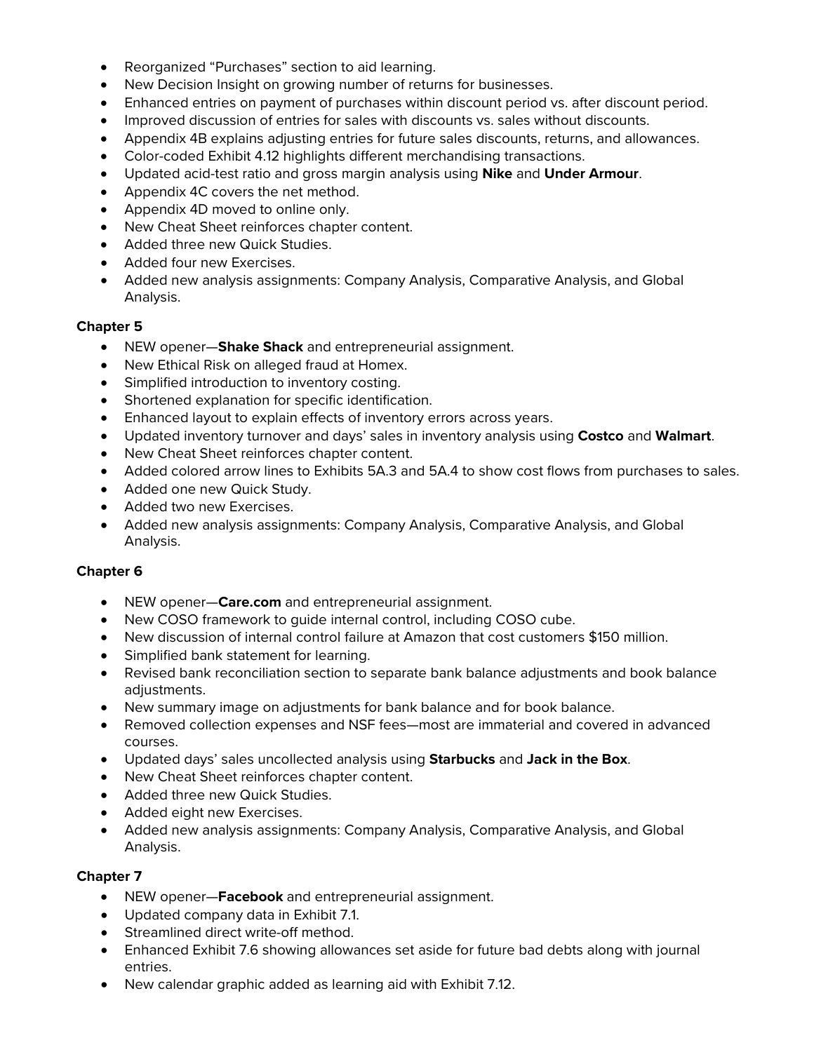- Reorganized "Purchases" section to aid learning.
- New Decision Insight on growing number of returns for businesses.
- Enhanced entries on payment of purchases within discount period vs. after discount period.
- Improved discussion of entries for sales with discounts vs. sales without discounts.
- Appendix 4B explains adjusting entries for future sales discounts, returns, and allowances.
- Color-coded Exhibit 4.12 highlights different merchandising transactions.
- Updated acid-test ratio and gross margin analysis using **Nike** and **Under Armour**.
- Appendix 4C covers the net method.
- Appendix 4D moved to online only.
- New Cheat Sheet reinforces chapter content.
- Added three new Quick Studies.
- Added four new Exercises.
- Added new analysis assignments: Company Analysis, Comparative Analysis, and Global Analysis.

**Chapter 5**

- NEW opener—**Shake Shack** and entrepreneurial assignment.
- New Ethical Risk on alleged fraud at Homex.
- Simplified introduction to inventory costing.
- Shortened explanation for specific identification.
- Enhanced layout to explain effects of inventory errors across years.
- Updated inventory turnover and days' sales in inventory analysis using **Costco** and **Walmart**.
- New Cheat Sheet reinforces chapter content.
- Added colored arrow lines to Exhibits 5A.3 and 5A.4 to show cost flows from purchases to sales.
- Added one new Quick Study.
- Added two new Exercises.
- Added new analysis assignments: Company Analysis, Comparative Analysis, and Global Analysis.

**Chapter 6**

- NEW opener—**Care.com** and entrepreneurial assignment.
- New COSO framework to guide internal control, including COSO cube.
- New discussion of internal control failure at Amazon that cost customers $150 million.
- Simplified bank statement for learning.
- Revised bank reconciliation section to separate bank balance adjustments and book balance adjustments.
- New summary image on adjustments for bank balance and for book balance.
- Removed collection expenses and NSF fees—most are immaterial and covered in advanced courses.
- Updated days' sales uncollected analysis using **Starbucks** and **Jack in the Box**.
- New Cheat Sheet reinforces chapter content.
- Added three new Quick Studies.
- Added eight new Exercises.
- Added new analysis assignments: Company Analysis, Comparative Analysis, and Global Analysis.

**Chapter 7**

- NEW opener—**Facebook** and entrepreneurial assignment.
- Updated company data in Exhibit 7.1.
- Streamlined direct write-off method.
- Enhanced Exhibit 7.6 showing allowances set aside for future bad debts along with journal entries.
- New calendar graphic added as learning aid with Exhibit 7.12.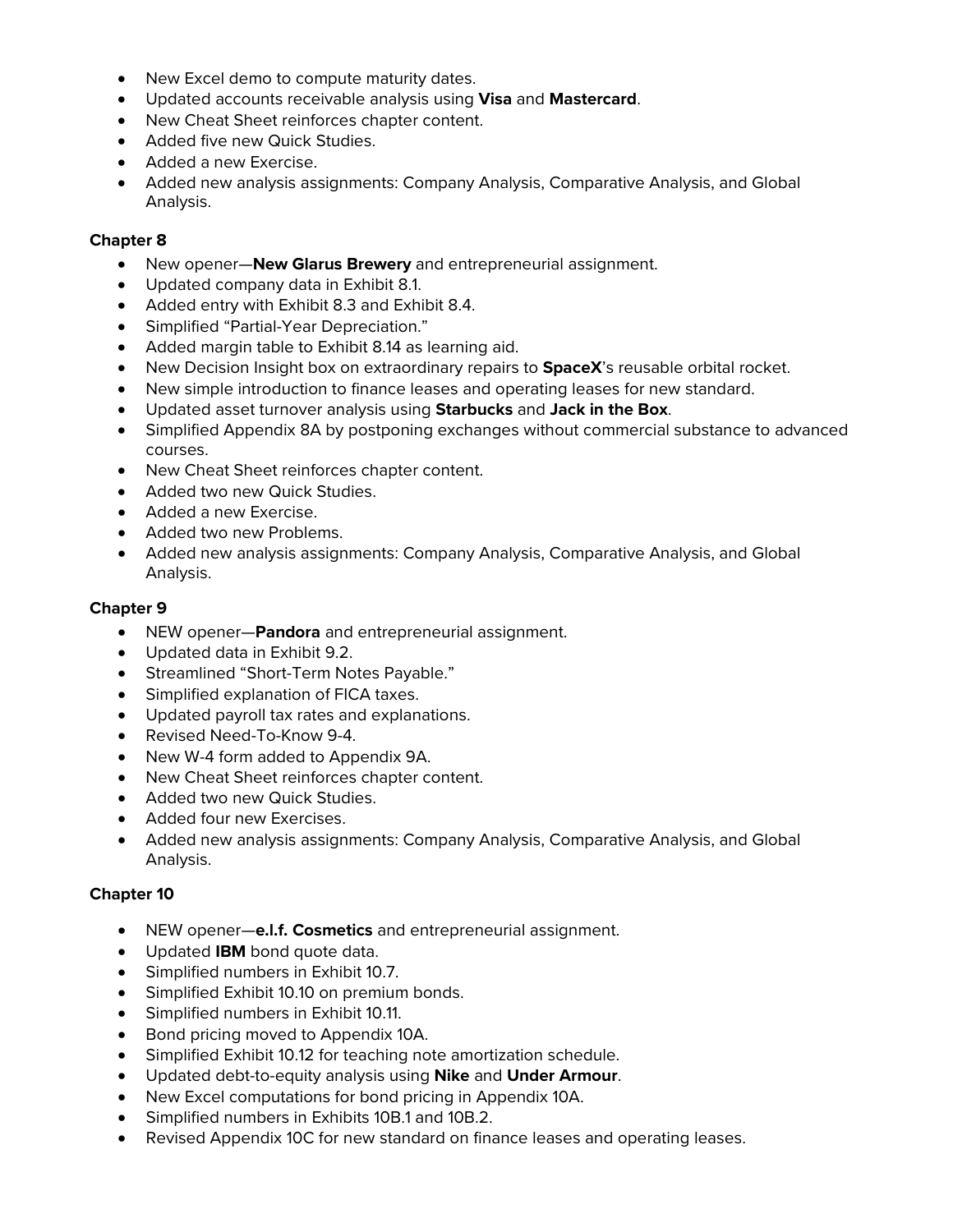- New Excel demo to compute maturity dates.
- Updated accounts receivable analysis using **Visa** and **Mastercard**.
- New Cheat Sheet reinforces chapter content.
- Added five new Quick Studies.
- Added a new Exercise.
- Added new analysis assignments: Company Analysis, Comparative Analysis, and Global Analysis.

**Chapter 8**

- New opener—**New Glarus Brewery** and entrepreneurial assignment.
- Updated company data in Exhibit 8.1.
- Added entry with Exhibit 8.3 and Exhibit 8.4.
- Simplified "Partial-Year Depreciation."
- Added margin table to Exhibit 8.14 as learning aid.
- New Decision Insight box on extraordinary repairs to **SpaceX**'s reusable orbital rocket.
- New simple introduction to finance leases and operating leases for new standard.
- Updated asset turnover analysis using **Starbucks** and **Jack in the Box**.
- Simplified Appendix 8A by postponing exchanges without commercial substance to advanced courses.
- New Cheat Sheet reinforces chapter content.
- Added two new Quick Studies.
- Added a new Exercise.
- Added two new Problems.
- Added new analysis assignments: Company Analysis, Comparative Analysis, and Global Analysis.

**Chapter 9**

- NEW opener—**Pandora** and entrepreneurial assignment.
- Updated data in Exhibit 9.2.
- Streamlined "Short-Term Notes Payable."
- Simplified explanation of FICA taxes.
- Updated payroll tax rates and explanations.
- Revised Need-To-Know 9-4.
- New W-4 form added to Appendix 9A.
- New Cheat Sheet reinforces chapter content.
- Added two new Quick Studies.
- Added four new Exercises.
- Added new analysis assignments: Company Analysis, Comparative Analysis, and Global Analysis.

**Chapter 10**

- NEW opener—**e.l.f. Cosmetics** and entrepreneurial assignment.
- Updated **IBM** bond quote data.
- Simplified numbers in Exhibit 10.7.
- Simplified Exhibit 10.10 on premium bonds.
- Simplified numbers in Exhibit 10.11.
- Bond pricing moved to Appendix 10A.
- Simplified Exhibit 10.12 for teaching note amortization schedule.
- Updated debt-to-equity analysis using **Nike** and **Under Armour**.
- New Excel computations for bond pricing in Appendix 10A.
- Simplified numbers in Exhibits 10B.1 and 10B.2.
- Revised Appendix 10C for new standard on finance leases and operating leases.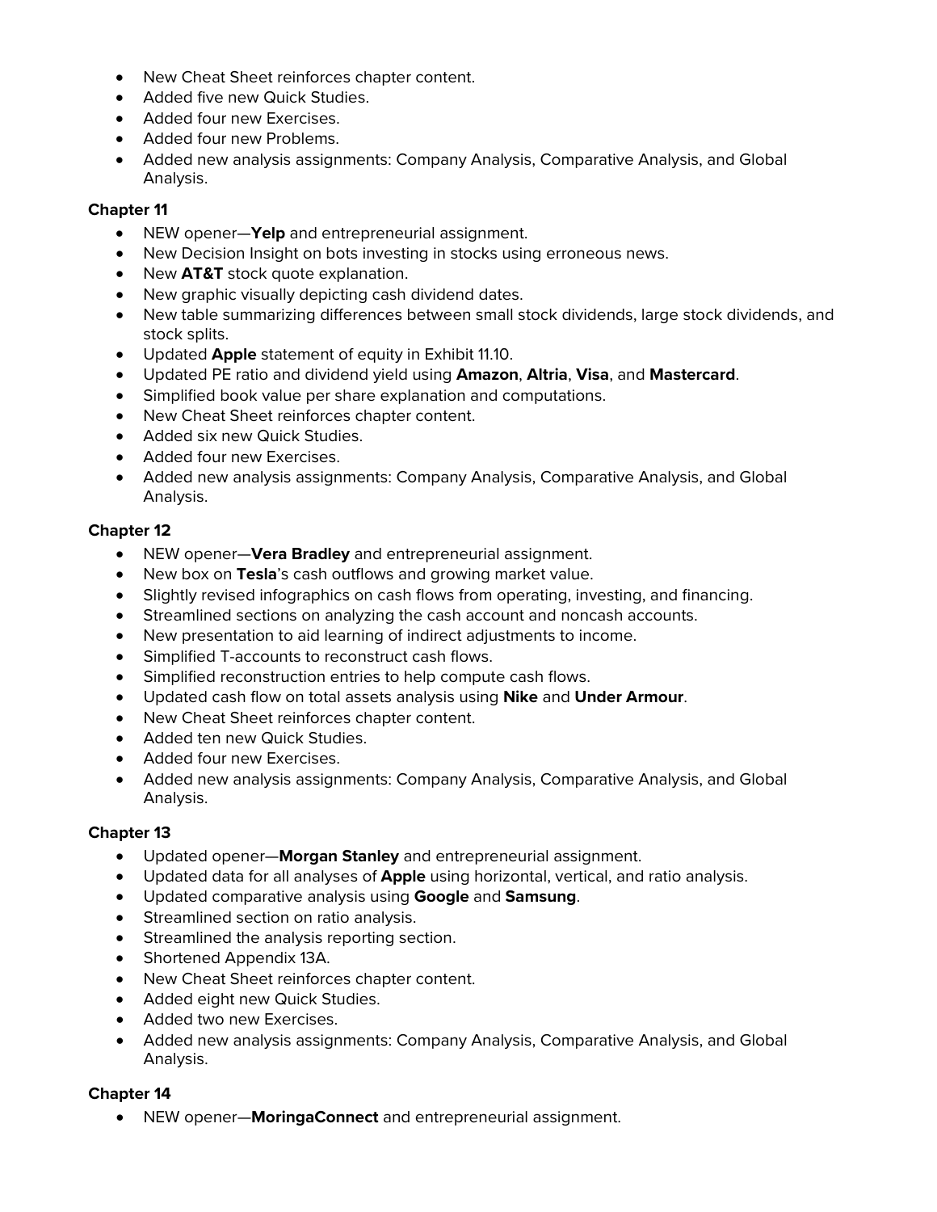- New Cheat Sheet reinforces chapter content.
- Added five new Quick Studies.
- Added four new Exercises.
- Added four new Problems.
- Added new analysis assignments: Company Analysis, Comparative Analysis, and Global Analysis.

**Chapter 11**

- NEW opener—**Yelp** and entrepreneurial assignment.
- New Decision Insight on bots investing in stocks using erroneous news.
- New **AT&T** stock quote explanation.
- New graphic visually depicting cash dividend dates.
- New table summarizing differences between small stock dividends, large stock dividends, and stock splits.
- Updated **Apple** statement of equity in Exhibit 11.10.
- Updated PE ratio and dividend yield using **Amazon**, **Altria**, **Visa**, and **Mastercard**.
- Simplified book value per share explanation and computations.
- New Cheat Sheet reinforces chapter content.
- Added six new Quick Studies.
- Added four new Exercises.
- Added new analysis assignments: Company Analysis, Comparative Analysis, and Global Analysis.

**Chapter 12**

- NEW opener—**Vera Bradley** and entrepreneurial assignment.
- New box on **Tesla**'s cash outflows and growing market value.
- Slightly revised infographics on cash flows from operating, investing, and financing.
- Streamlined sections on analyzing the cash account and noncash accounts.
- New presentation to aid learning of indirect adjustments to income.
- Simplified T-accounts to reconstruct cash flows.
- Simplified reconstruction entries to help compute cash flows.
- Updated cash flow on total assets analysis using **Nike** and **Under Armour**.
- New Cheat Sheet reinforces chapter content.
- Added ten new Quick Studies.
- Added four new Exercises.
- Added new analysis assignments: Company Analysis, Comparative Analysis, and Global Analysis.

**Chapter 13**

- Updated opener—**Morgan Stanley** and entrepreneurial assignment.
- Updated data for all analyses of **Apple** using horizontal, vertical, and ratio analysis.
- Updated comparative analysis using **Google** and **Samsung**.
- Streamlined section on ratio analysis.
- Streamlined the analysis reporting section.
- Shortened Appendix 13A.
- New Cheat Sheet reinforces chapter content.
- Added eight new Quick Studies.
- Added two new Exercises.
- Added new analysis assignments: Company Analysis, Comparative Analysis, and Global Analysis.

**Chapter 14**

- NEW opener—**MoringaConnect** and entrepreneurial assignment.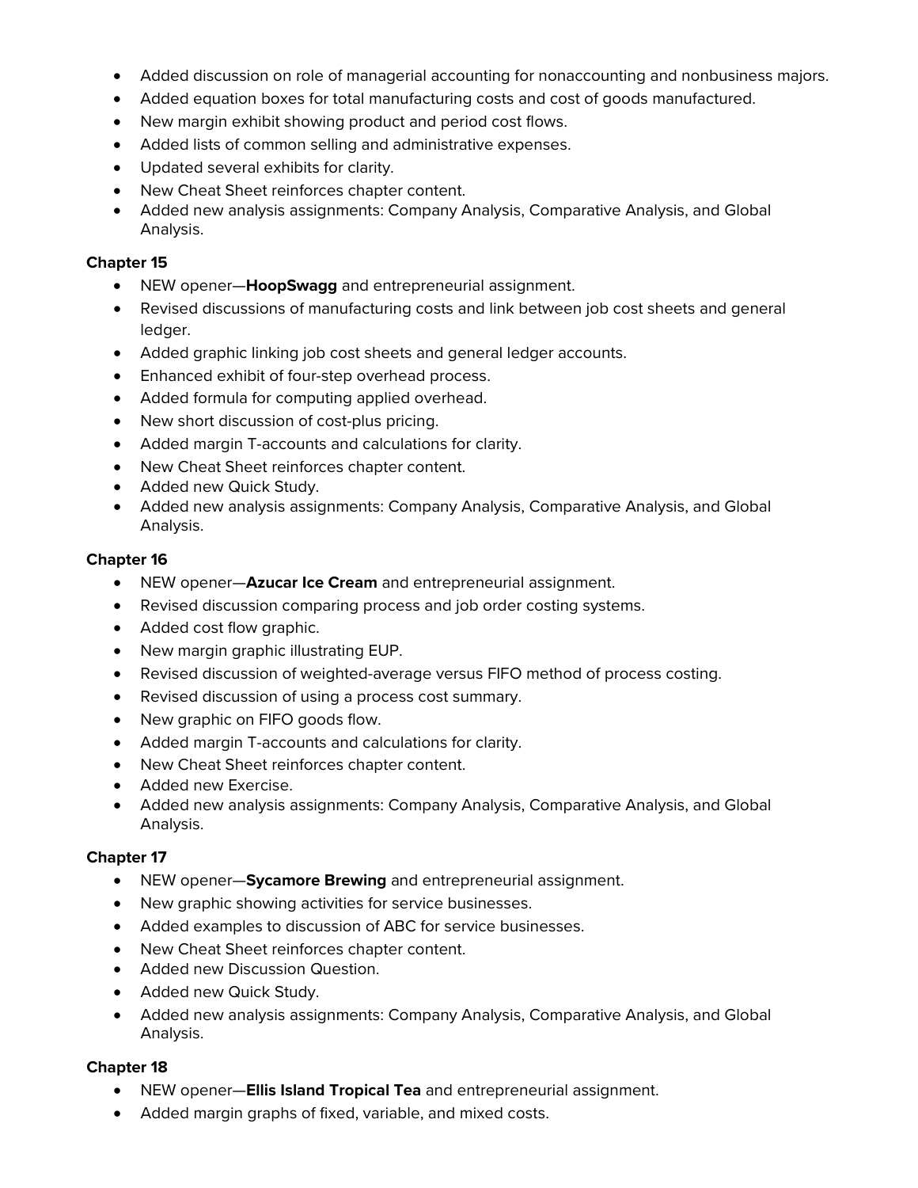- Added discussion on role of managerial accounting for nonaccounting and nonbusiness majors.
- Added equation boxes for total manufacturing costs and cost of goods manufactured.
- New margin exhibit showing product and period cost flows.
- Added lists of common selling and administrative expenses.
- Updated several exhibits for clarity.
- New Cheat Sheet reinforces chapter content.
- Added new analysis assignments: Company Analysis, Comparative Analysis, and Global Analysis.

**Chapter 15**

- NEW opener—**HoopSwagg** and entrepreneurial assignment.
- Revised discussions of manufacturing costs and link between job cost sheets and general ledger.
- Added graphic linking job cost sheets and general ledger accounts.
- Enhanced exhibit of four-step overhead process.
- Added formula for computing applied overhead.
- New short discussion of cost-plus pricing.
- Added margin T-accounts and calculations for clarity.
- New Cheat Sheet reinforces chapter content.
- Added new Quick Study.
- Added new analysis assignments: Company Analysis, Comparative Analysis, and Global Analysis.

**Chapter 16**

- NEW opener—**Azucar Ice Cream** and entrepreneurial assignment.
- Revised discussion comparing process and job order costing systems.
- Added cost flow graphic.
- New margin graphic illustrating EUP.
- Revised discussion of weighted-average versus FIFO method of process costing.
- Revised discussion of using a process cost summary.
- New graphic on FIFO goods flow.
- Added margin T-accounts and calculations for clarity.
- New Cheat Sheet reinforces chapter content.
- Added new Exercise.
- Added new analysis assignments: Company Analysis, Comparative Analysis, and Global Analysis.

**Chapter 17**

- NEW opener—**Sycamore Brewing** and entrepreneurial assignment.
- New graphic showing activities for service businesses.
- Added examples to discussion of ABC for service businesses.
- New Cheat Sheet reinforces chapter content.
- Added new Discussion Question.
- Added new Quick Study.
- Added new analysis assignments: Company Analysis, Comparative Analysis, and Global Analysis.

**Chapter 18**

- NEW opener—**Ellis Island Tropical Tea** and entrepreneurial assignment.
- Added margin graphs of fixed, variable, and mixed costs.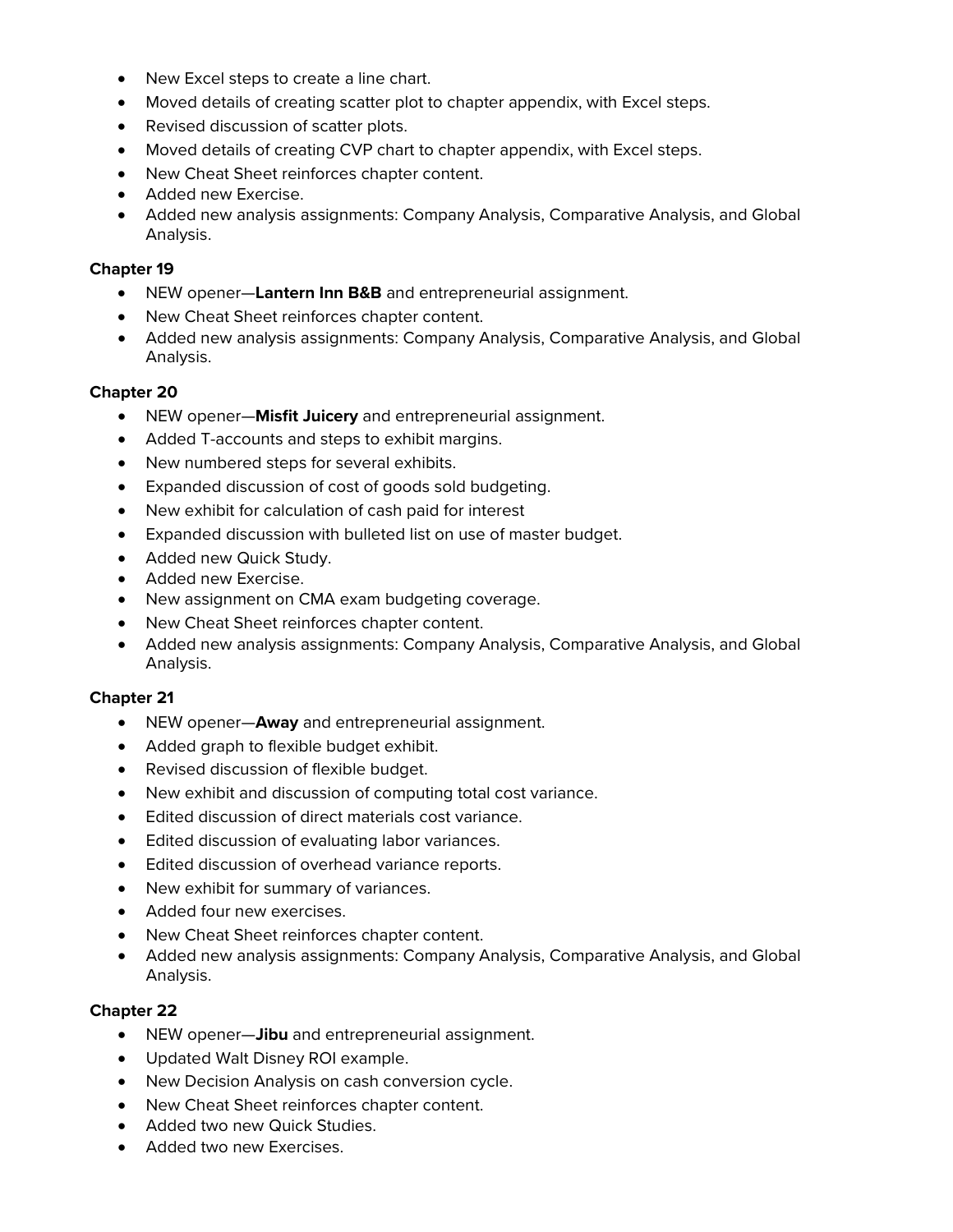- New Excel steps to create a line chart.
- Moved details of creating scatter plot to chapter appendix, with Excel steps.
- Revised discussion of scatter plots.
- Moved details of creating CVP chart to chapter appendix, with Excel steps.
- New Cheat Sheet reinforces chapter content.
- Added new Exercise.
- Added new analysis assignments: Company Analysis, Comparative Analysis, and Global Analysis.

**Chapter 19**

- NEW opener—**Lantern Inn B&B** and entrepreneurial assignment.
- New Cheat Sheet reinforces chapter content.
- Added new analysis assignments: Company Analysis, Comparative Analysis, and Global Analysis.

**Chapter 20**

- NEW opener—**Misfit Juicery** and entrepreneurial assignment.
- Added T-accounts and steps to exhibit margins.
- New numbered steps for several exhibits.
- Expanded discussion of cost of goods sold budgeting.
- New exhibit for calculation of cash paid for interest
- Expanded discussion with bulleted list on use of master budget.
- Added new Quick Study.
- Added new Exercise.
- New assignment on CMA exam budgeting coverage.
- New Cheat Sheet reinforces chapter content.
- Added new analysis assignments: Company Analysis, Comparative Analysis, and Global Analysis.

**Chapter 21**

- NEW opener—**Away** and entrepreneurial assignment.
- Added graph to flexible budget exhibit.
- Revised discussion of flexible budget.
- New exhibit and discussion of computing total cost variance.
- Edited discussion of direct materials cost variance.
- Edited discussion of evaluating labor variances.
- Edited discussion of overhead variance reports.
- New exhibit for summary of variances.
- Added four new exercises.
- New Cheat Sheet reinforces chapter content.
- Added new analysis assignments: Company Analysis, Comparative Analysis, and Global Analysis.

**Chapter 22**

- NEW opener—**Jibu** and entrepreneurial assignment.
- Updated Walt Disney ROI example.
- New Decision Analysis on cash conversion cycle.
- New Cheat Sheet reinforces chapter content.
- Added two new Quick Studies.
- Added two new Exercises.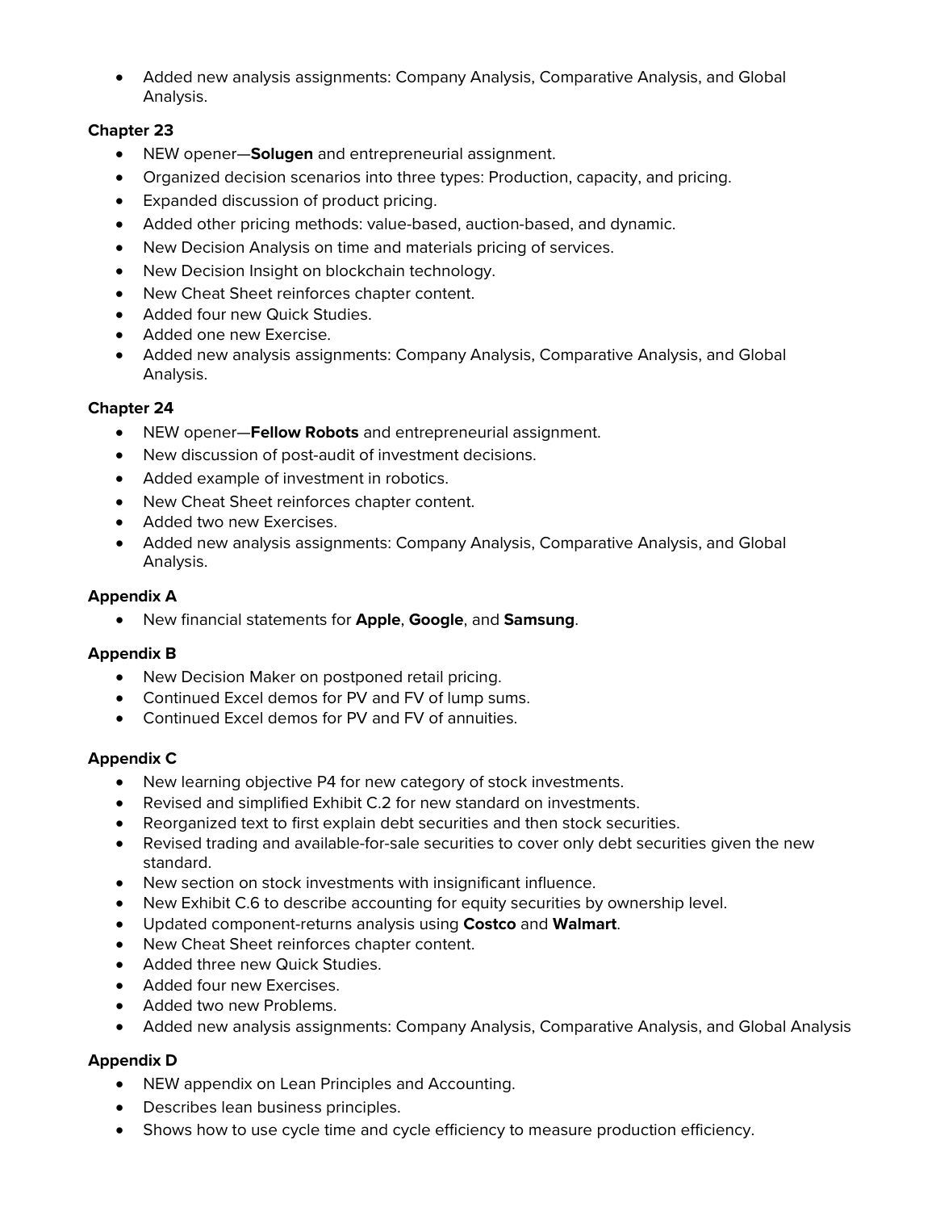- Added new analysis assignments: Company Analysis, Comparative Analysis, and Global Analysis.

**Chapter 23**

- NEW opener—**Solugen** and entrepreneurial assignment.
- Organized decision scenarios into three types: Production, capacity, and pricing.
- Expanded discussion of product pricing.
- Added other pricing methods: value-based, auction-based, and dynamic.
- New Decision Analysis on time and materials pricing of services.
- New Decision Insight on blockchain technology.
- New Cheat Sheet reinforces chapter content.
- Added four new Quick Studies.
- Added one new Exercise.
- Added new analysis assignments: Company Analysis, Comparative Analysis, and Global Analysis.

**Chapter 24**

- NEW opener—**Fellow Robots** and entrepreneurial assignment.
- New discussion of post-audit of investment decisions.
- Added example of investment in robotics.
- New Cheat Sheet reinforces chapter content.
- Added two new Exercises.
- Added new analysis assignments: Company Analysis, Comparative Analysis, and Global Analysis.

**Appendix A**

- New financial statements for **Apple**, **Google**, and **Samsung**.

**Appendix B**

- New Decision Maker on postponed retail pricing.
- Continued Excel demos for PV and FV of lump sums.
- Continued Excel demos for PV and FV of annuities.

**Appendix C**

- New learning objective P4 for new category of stock investments.
- Revised and simplified Exhibit C.2 for new standard on investments.
- Reorganized text to first explain debt securities and then stock securities.
- Revised trading and available-for-sale securities to cover only debt securities given the new standard.
- New section on stock investments with insignificant influence.
- New Exhibit C.6 to describe accounting for equity securities by ownership level.
- Updated component-returns analysis using **Costco** and **Walmart**.
- New Cheat Sheet reinforces chapter content.
- Added three new Quick Studies.
- Added four new Exercises.
- Added two new Problems.
- Added new analysis assignments: Company Analysis, Comparative Analysis, and Global Analysis

**Appendix D**

- NEW appendix on Lean Principles and Accounting.
- Describes lean business principles.
- Shows how to use cycle time and cycle efficiency to measure production efficiency.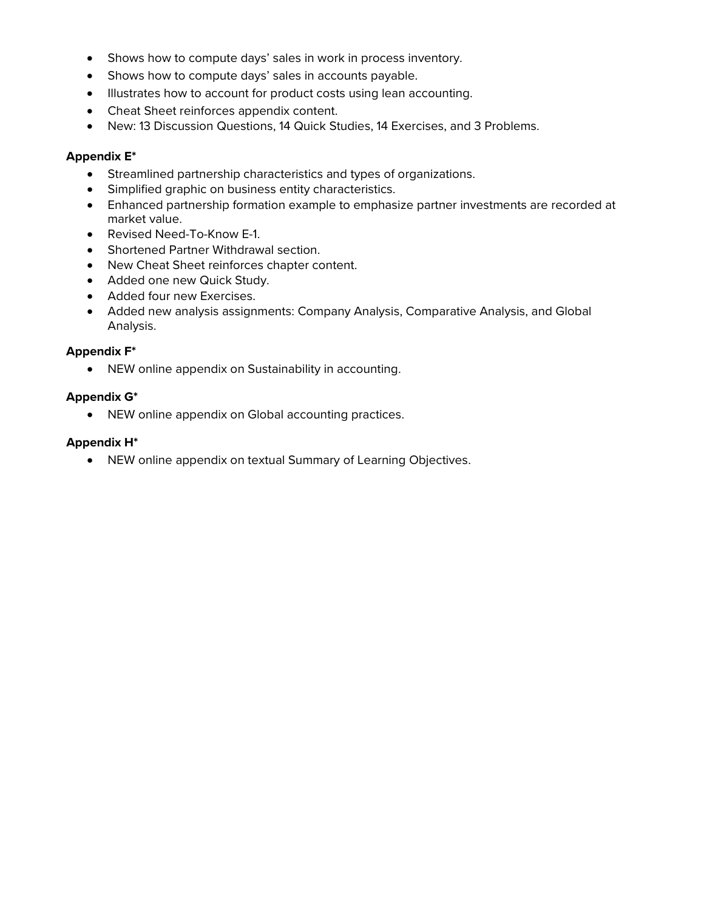- Shows how to compute days' sales in work in process inventory.
- Shows how to compute days' sales in accounts payable.
- Illustrates how to account for product costs using lean accounting.
- Cheat Sheet reinforces appendix content.
- New: 13 Discussion Questions, 14 Quick Studies, 14 Exercises, and 3 Problems.

**Appendix E***

- Streamlined partnership characteristics and types of organizations.
- Simplified graphic on business entity characteristics.
- Enhanced partnership formation example to emphasize partner investments are recorded at market value.
- Revised Need-To-Know E-1.
- Shortened Partner Withdrawal section.
- New Cheat Sheet reinforces chapter content.
- Added one new Quick Study.
- Added four new Exercises.
- Added new analysis assignments: Company Analysis, Comparative Analysis, and Global Analysis.

**Appendix F***

- NEW online appendix on Sustainability in accounting.

**Appendix G***

- NEW online appendix on Global accounting practices.

**Appendix H***

- NEW online appendix on textual Summary of Learning Objectives.